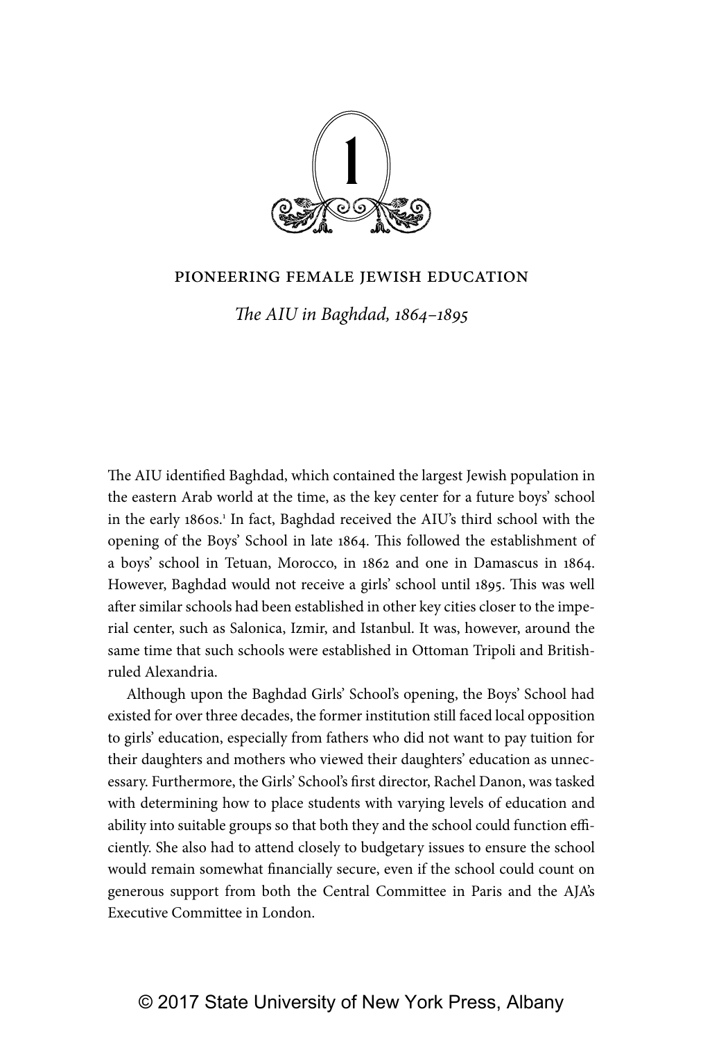# 1

## PIONEERING FEMALE JEWISH EDUCATION

### *The AIU in Baghdad, 1864–1895*

The AIU identified Baghdad, which contained the largest Jewish population in the eastern Arab world at the time, as the key center for a future boys' school in the early 1860s.[1] In fact, Baghdad received the AIU's third school with the opening of the Boys' School in late 1864. This followed the establishment of a boys' school in Tetuan, Morocco, in 1862 and one in Damascus in 1864. However, Baghdad would not receive a girls' school until 1895. This was well after similar schools had been established in other key cities closer to the imperial center, such as Salonica, Izmir, and Istanbul. It was, however, around the same time that such schools were established in Ottoman Tripoli and British-ruled Alexandria.

Although upon the Baghdad Girls' School's opening, the Boys' School had existed for over three decades, the former institution still faced local opposition to girls' education, especially from fathers who did not want to pay tuition for their daughters and mothers who viewed their daughters' education as unnecessary. Furthermore, the Girls' School's first director, Rachel Danon, was tasked with determining how to place students with varying levels of education and ability into suitable groups so that both they and the school could function efficiently. She also had to attend closely to budgetary issues to ensure the school would remain somewhat financially secure, even if the school could count on generous support from both the Central Committee in Paris and the AJA's Executive Committee in London.

© 2017 State University of New York Press, Albany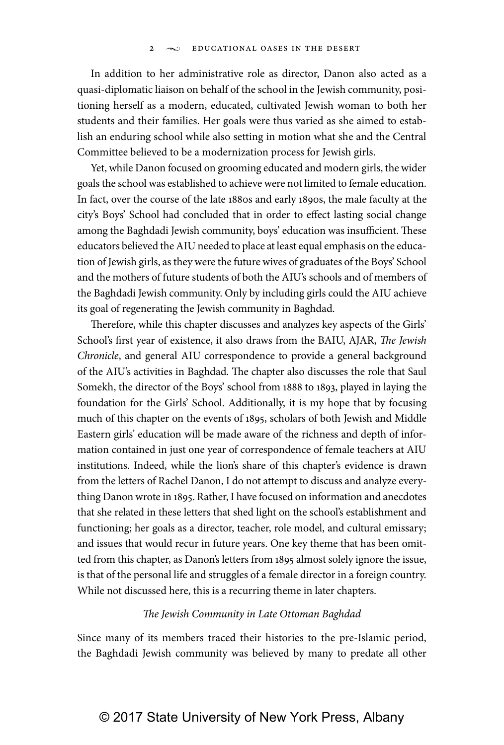In addition to her administrative role as director, Danon also acted as a quasi-diplomatic liaison on behalf of the school in the Jewish community, positioning herself as a modern, educated, cultivated Jewish woman to both her students and their families. Her goals were thus varied as she aimed to establish an enduring school while also setting in motion what she and the Central Committee believed to be a modernization process for Jewish girls.

Yet, while Danon focused on grooming educated and modern girls, the wider goals the school was established to achieve were not limited to female education. In fact, over the course of the late 1880s and early 1890s, the male faculty at the city's Boys' School had concluded that in order to effect lasting social change among the Baghdadi Jewish community, boys' education was insufficient. These educators believed the AIU needed to place at least equal emphasis on the education of Jewish girls, as they were the future wives of graduates of the Boys' School and the mothers of future students of both the AIU's schools and of members of the Baghdadi Jewish community. Only by including girls could the AIU achieve its goal of regenerating the Jewish community in Baghdad.

Therefore, while this chapter discusses and analyzes key aspects of the Girls' School's first year of existence, it also draws from the BAIU, AJAR, *The Jewish Chronicle*, and general AIU correspondence to provide a general background of the AIU's activities in Baghdad. The chapter also discusses the role that Saul Somekh, the director of the Boys' school from 1888 to 1893, played in laying the foundation for the Girls' School. Additionally, it is my hope that by focusing much of this chapter on the events of 1895, scholars of both Jewish and Middle Eastern girls' education will be made aware of the richness and depth of information contained in just one year of correspondence of female teachers at AIU institutions. Indeed, while the lion's share of this chapter's evidence is drawn from the letters of Rachel Danon, I do not attempt to discuss and analyze everything Danon wrote in 1895. Rather, I have focused on information and anecdotes that she related in these letters that shed light on the school's establishment and functioning; her goals as a director, teacher, role model, and cultural emissary; and issues that would recur in future years. One key theme that has been omitted from this chapter, as Danon's letters from 1895 almost solely ignore the issue, is that of the personal life and struggles of a female director in a foreign country. While not discussed here, this is a recurring theme in later chapters.

### *The Jewish Community in Late Ottoman Baghdad*

Since many of its members traced their histories to the pre-Islamic period, the Baghdadi Jewish community was believed by many to predate all other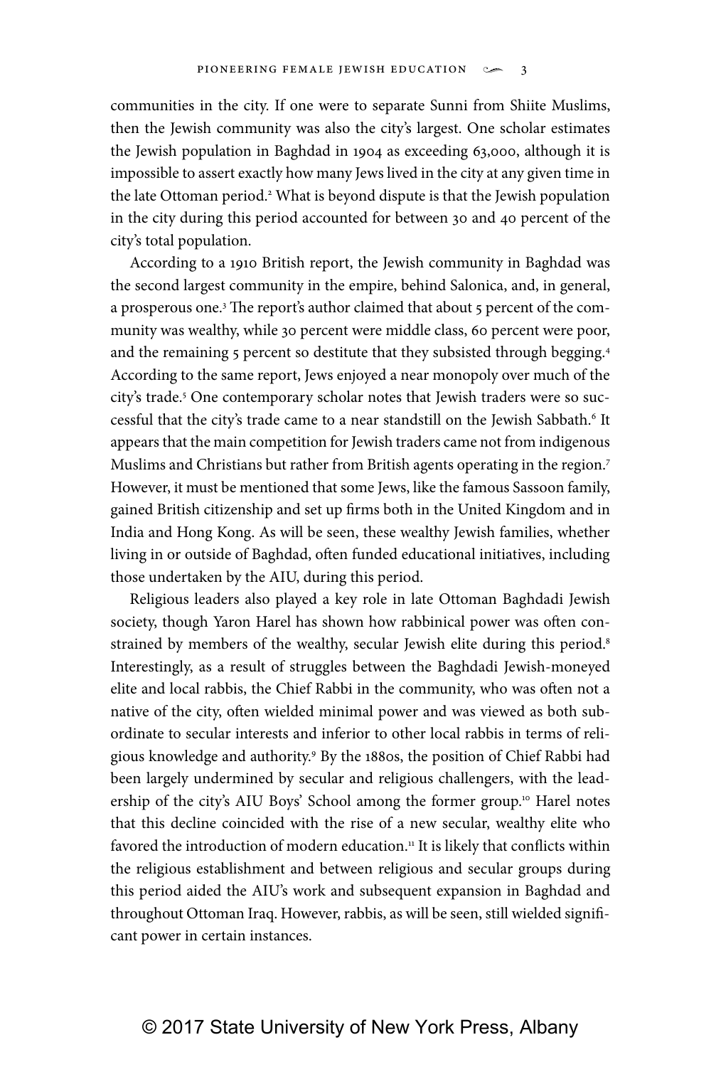communities in the city. If one were to separate Sunni from Shiite Muslims, then the Jewish community was also the city's largest. One scholar estimates the Jewish population in Baghdad in 1904 as exceeding 63,000, although it is impossible to assert exactly how many Jews lived in the city at any given time in the late Ottoman period.[2] What is beyond dispute is that the Jewish population in the city during this period accounted for between 30 and 40 percent of the city's total population.

According to a 1910 British report, the Jewish community in Baghdad was the second largest community in the empire, behind Salonica, and, in general, a prosperous one.[3] The report's author claimed that about 5 percent of the community was wealthy, while 30 percent were middle class, 60 percent were poor, and the remaining 5 percent so destitute that they subsisted through begging.[4] According to the same report, Jews enjoyed a near monopoly over much of the city's trade.[5] One contemporary scholar notes that Jewish traders were so successful that the city's trade came to a near standstill on the Jewish Sabbath.[6] It appears that the main competition for Jewish traders came not from indigenous Muslims and Christians but rather from British agents operating in the region.[7] However, it must be mentioned that some Jews, like the famous Sassoon family, gained British citizenship and set up firms both in the United Kingdom and in India and Hong Kong. As will be seen, these wealthy Jewish families, whether living in or outside of Baghdad, often funded educational initiatives, including those undertaken by the AIU, during this period.

Religious leaders also played a key role in late Ottoman Baghdadi Jewish society, though Yaron Harel has shown how rabbinical power was often constrained by members of the wealthy, secular Jewish elite during this period.[8] Interestingly, as a result of struggles between the Baghdadi Jewish-moneyed elite and local rabbis, the Chief Rabbi in the community, who was often not a native of the city, often wielded minimal power and was viewed as both subordinate to secular interests and inferior to other local rabbis in terms of religious knowledge and authority.[9] By the 1880s, the position of Chief Rabbi had been largely undermined by secular and religious challengers, with the leadership of the city's AIU Boys' School among the former group.[10] Harel notes that this decline coincided with the rise of a new secular, wealthy elite who favored the introduction of modern education.[11] It is likely that conflicts within the religious establishment and between religious and secular groups during this period aided the AIU's work and subsequent expansion in Baghdad and throughout Ottoman Iraq. However, rabbis, as will be seen, still wielded significant power in certain instances.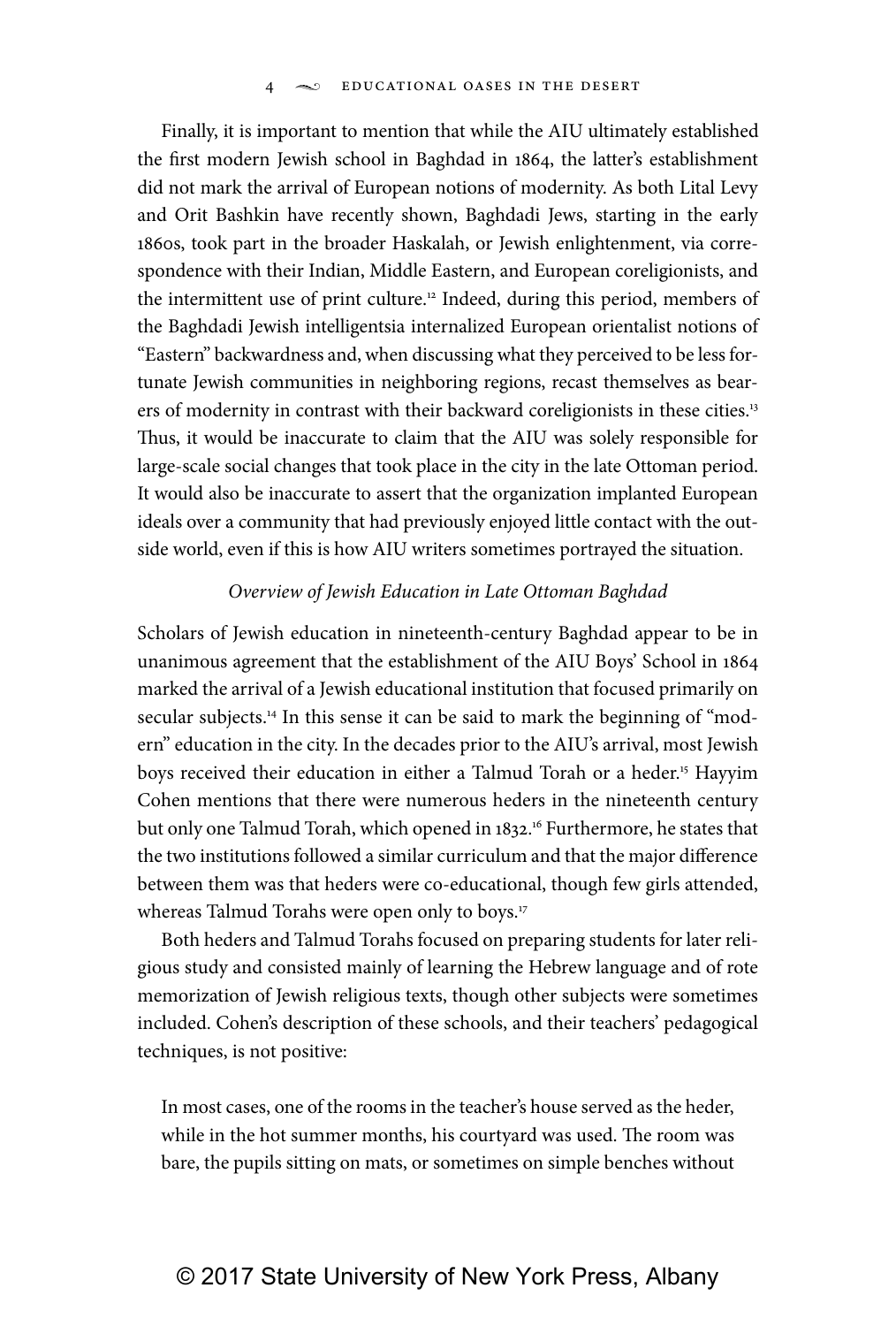Finally, it is important to mention that while the AIU ultimately established the first modern Jewish school in Baghdad in 1864, the latter's establishment did not mark the arrival of European notions of modernity. As both Lital Levy and Orit Bashkin have recently shown, Baghdadi Jews, starting in the early 1860s, took part in the broader Haskalah, or Jewish enlightenment, via correspondence with their Indian, Middle Eastern, and European coreligionists, and the intermittent use of print culture.[12] Indeed, during this period, members of the Baghdadi Jewish intelligentsia internalized European orientalist notions of "Eastern" backwardness and, when discussing what they perceived to be less fortunate Jewish communities in neighboring regions, recast themselves as bearers of modernity in contrast with their backward coreligionists in these cities.[13] Thus, it would be inaccurate to claim that the AIU was solely responsible for large-scale social changes that took place in the city in the late Ottoman period. It would also be inaccurate to assert that the organization implanted European ideals over a community that had previously enjoyed little contact with the outside world, even if this is how AIU writers sometimes portrayed the situation.

### *Overview of Jewish Education in Late Ottoman Baghdad*

Scholars of Jewish education in nineteenth-century Baghdad appear to be in unanimous agreement that the establishment of the AIU Boys' School in 1864 marked the arrival of a Jewish educational institution that focused primarily on secular subjects.[14] In this sense it can be said to mark the beginning of "modern" education in the city. In the decades prior to the AIU's arrival, most Jewish boys received their education in either a Talmud Torah or a heder.[15] Hayyim Cohen mentions that there were numerous heders in the nineteenth century but only one Talmud Torah, which opened in 1832.[16] Furthermore, he states that the two institutions followed a similar curriculum and that the major difference between them was that heders were co-educational, though few girls attended, whereas Talmud Torahs were open only to boys.[17]

Both heders and Talmud Torahs focused on preparing students for later religious study and consisted mainly of learning the Hebrew language and of rote memorization of Jewish religious texts, though other subjects were sometimes included. Cohen's description of these schools, and their teachers' pedagogical techniques, is not positive:

> In most cases, one of the rooms in the teacher's house served as the heder, while in the hot summer months, his courtyard was used. The room was bare, the pupils sitting on mats, or sometimes on simple benches without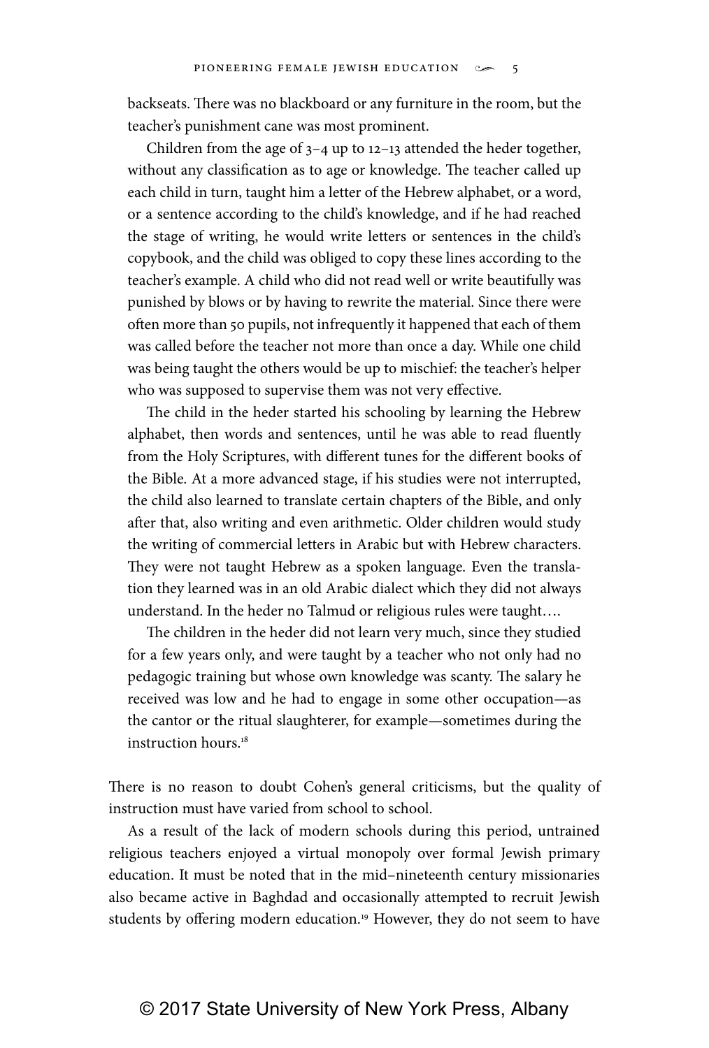> backseats. There was no blackboard or any furniture in the room, but the teacher's punishment cane was most prominent.
>
> Children from the age of 3–4 up to 12–13 attended the heder together, without any classification as to age or knowledge. The teacher called up each child in turn, taught him a letter of the Hebrew alphabet, or a word, or a sentence according to the child's knowledge, and if he had reached the stage of writing, he would write letters or sentences in the child's copybook, and the child was obliged to copy these lines according to the teacher's example. A child who did not read well or write beautifully was punished by blows or by having to rewrite the material. Since there were often more than 50 pupils, not infrequently it happened that each of them was called before the teacher not more than once a day. While one child was being taught the others would be up to mischief: the teacher's helper who was supposed to supervise them was not very effective.
>
> The child in the heder started his schooling by learning the Hebrew alphabet, then words and sentences, until he was able to read fluently from the Holy Scriptures, with different tunes for the different books of the Bible. At a more advanced stage, if his studies were not interrupted, the child also learned to translate certain chapters of the Bible, and only after that, also writing and even arithmetic. Older children would study the writing of commercial letters in Arabic but with Hebrew characters. They were not taught Hebrew as a spoken language. Even the translation they learned was in an old Arabic dialect which they did not always understand. In the heder no Talmud or religious rules were taught….
>
> The children in the heder did not learn very much, since they studied for a few years only, and were taught by a teacher who not only had no pedagogic training but whose own knowledge was scanty. The salary he received was low and he had to engage in some other occupation—as the cantor or the ritual slaughterer, for example—sometimes during the instruction hours.[18]

There is no reason to doubt Cohen's general criticisms, but the quality of instruction must have varied from school to school.

As a result of the lack of modern schools during this period, untrained religious teachers enjoyed a virtual monopoly over formal Jewish primary education. It must be noted that in the mid–nineteenth century missionaries also became active in Baghdad and occasionally attempted to recruit Jewish students by offering modern education.[19] However, they do not seem to have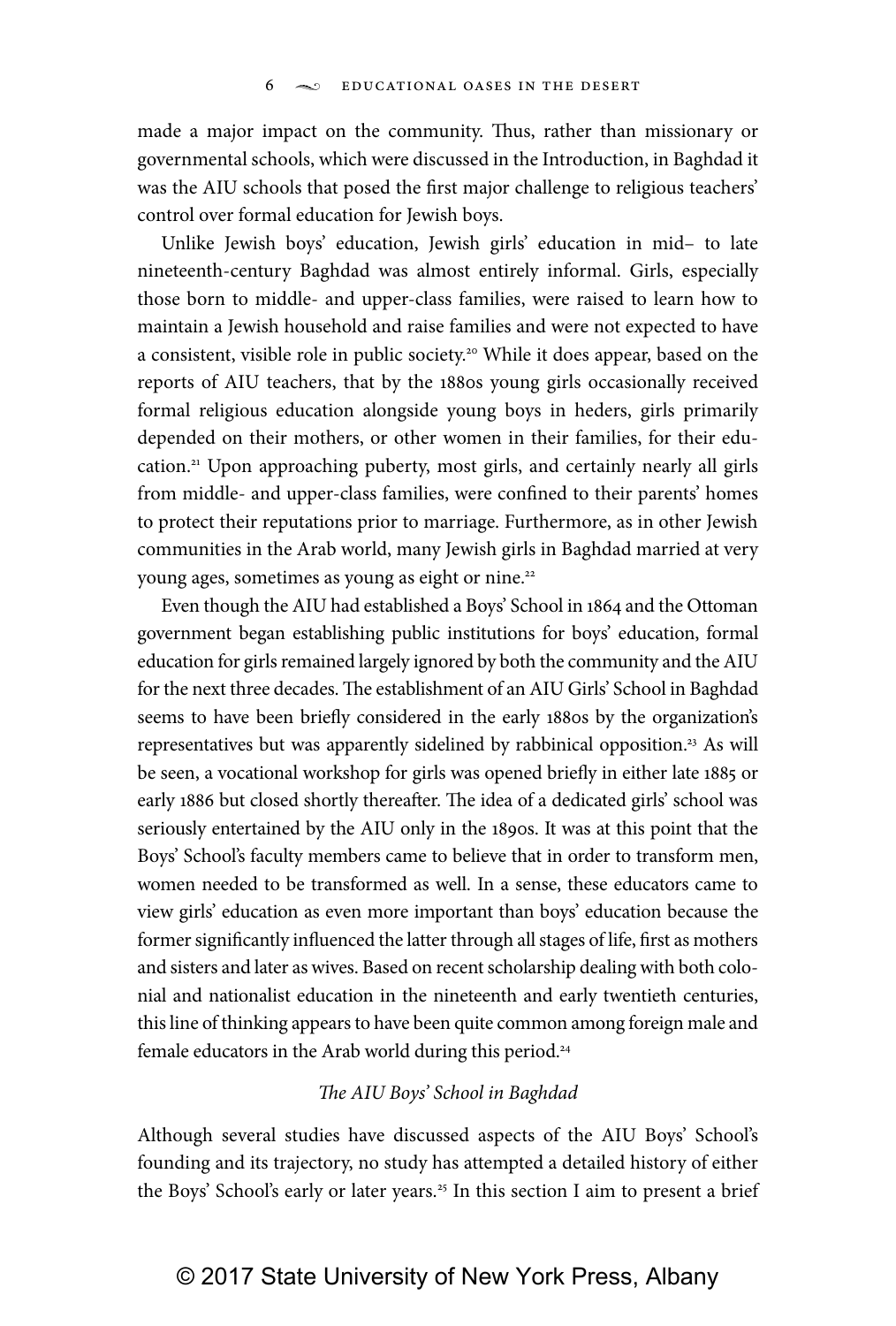made a major impact on the community. Thus, rather than missionary or governmental schools, which were discussed in the Introduction, in Baghdad it was the AIU schools that posed the first major challenge to religious teachers' control over formal education for Jewish boys.

Unlike Jewish boys' education, Jewish girls' education in mid– to late nineteenth-century Baghdad was almost entirely informal. Girls, especially those born to middle- and upper-class families, were raised to learn how to maintain a Jewish household and raise families and were not expected to have a consistent, visible role in public society.[20] While it does appear, based on the reports of AIU teachers, that by the 1880s young girls occasionally received formal religious education alongside young boys in heders, girls primarily depended on their mothers, or other women in their families, for their education.[21] Upon approaching puberty, most girls, and certainly nearly all girls from middle- and upper-class families, were confined to their parents' homes to protect their reputations prior to marriage. Furthermore, as in other Jewish communities in the Arab world, many Jewish girls in Baghdad married at very young ages, sometimes as young as eight or nine.[22]

Even though the AIU had established a Boys' School in 1864 and the Ottoman government began establishing public institutions for boys' education, formal education for girls remained largely ignored by both the community and the AIU for the next three decades. The establishment of an AIU Girls' School in Baghdad seems to have been briefly considered in the early 1880s by the organization's representatives but was apparently sidelined by rabbinical opposition.[23] As will be seen, a vocational workshop for girls was opened briefly in either late 1885 or early 1886 but closed shortly thereafter. The idea of a dedicated girls' school was seriously entertained by the AIU only in the 1890s. It was at this point that the Boys' School's faculty members came to believe that in order to transform men, women needed to be transformed as well. In a sense, these educators came to view girls' education as even more important than boys' education because the former significantly influenced the latter through all stages of life, first as mothers and sisters and later as wives. Based on recent scholarship dealing with both colonial and nationalist education in the nineteenth and early twentieth centuries, this line of thinking appears to have been quite common among foreign male and female educators in the Arab world during this period.[24]

### *The AIU Boys' School in Baghdad*

Although several studies have discussed aspects of the AIU Boys' School's founding and its trajectory, no study has attempted a detailed history of either the Boys' School's early or later years.[25] In this section I aim to present a brief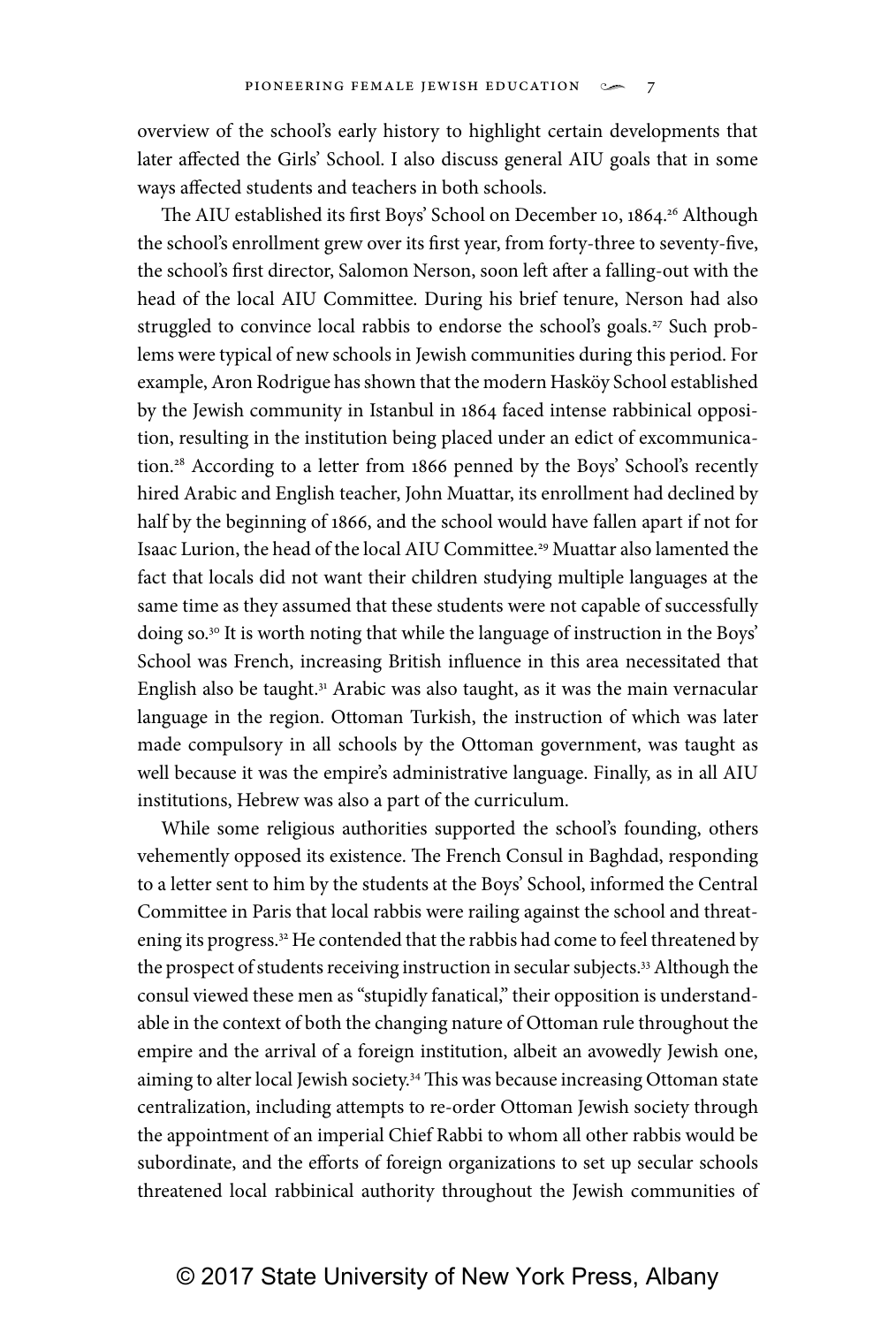overview of the school's early history to highlight certain developments that later affected the Girls' School. I also discuss general AIU goals that in some ways affected students and teachers in both schools.

The AIU established its first Boys' School on December 10, 1864.[26] Although the school's enrollment grew over its first year, from forty-three to seventy-five, the school's first director, Salomon Nerson, soon left after a falling-out with the head of the local AIU Committee. During his brief tenure, Nerson had also struggled to convince local rabbis to endorse the school's goals.[27] Such problems were typical of new schools in Jewish communities during this period. For example, Aron Rodrigue has shown that the modern Hasköy School established by the Jewish community in Istanbul in 1864 faced intense rabbinical opposition, resulting in the institution being placed under an edict of excommunication.[28] According to a letter from 1866 penned by the Boys' School's recently hired Arabic and English teacher, John Muattar, its enrollment had declined by half by the beginning of 1866, and the school would have fallen apart if not for Isaac Lurion, the head of the local AIU Committee.[29] Muattar also lamented the fact that locals did not want their children studying multiple languages at the same time as they assumed that these students were not capable of successfully doing so.[30] It is worth noting that while the language of instruction in the Boys' School was French, increasing British influence in this area necessitated that English also be taught.[31] Arabic was also taught, as it was the main vernacular language in the region. Ottoman Turkish, the instruction of which was later made compulsory in all schools by the Ottoman government, was taught as well because it was the empire's administrative language. Finally, as in all AIU institutions, Hebrew was also a part of the curriculum.

While some religious authorities supported the school's founding, others vehemently opposed its existence. The French Consul in Baghdad, responding to a letter sent to him by the students at the Boys' School, informed the Central Committee in Paris that local rabbis were railing against the school and threatening its progress.[32] He contended that the rabbis had come to feel threatened by the prospect of students receiving instruction in secular subjects.[33] Although the consul viewed these men as "stupidly fanatical," their opposition is understandable in the context of both the changing nature of Ottoman rule throughout the empire and the arrival of a foreign institution, albeit an avowedly Jewish one, aiming to alter local Jewish society.[34] This was because increasing Ottoman state centralization, including attempts to re-order Ottoman Jewish society through the appointment of an imperial Chief Rabbi to whom all other rabbis would be subordinate, and the efforts of foreign organizations to set up secular schools threatened local rabbinical authority throughout the Jewish communities of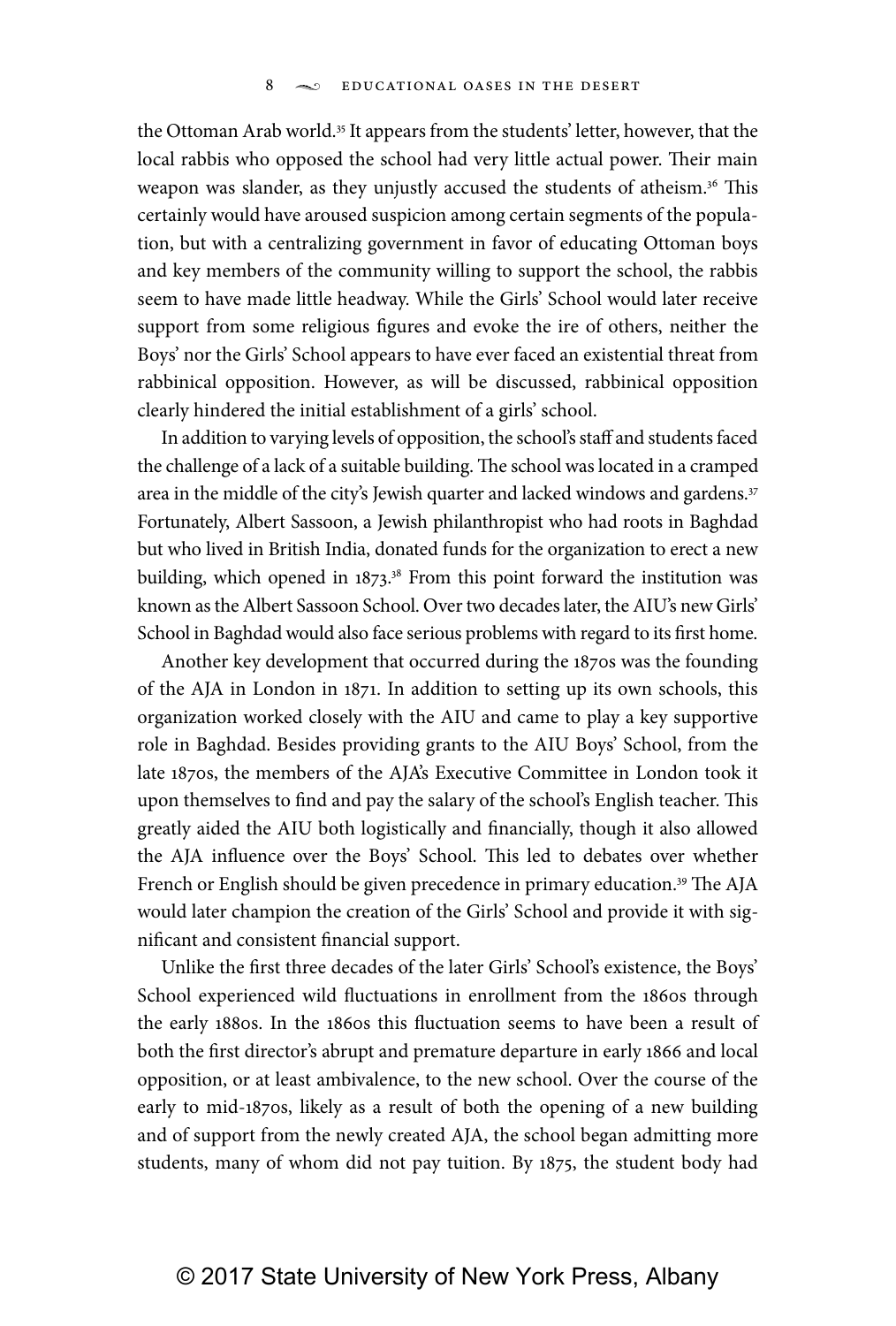the Ottoman Arab world.[35] It appears from the students' letter, however, that the local rabbis who opposed the school had very little actual power. Their main weapon was slander, as they unjustly accused the students of atheism.[36] This certainly would have aroused suspicion among certain segments of the population, but with a centralizing government in favor of educating Ottoman boys and key members of the community willing to support the school, the rabbis seem to have made little headway. While the Girls' School would later receive support from some religious figures and evoke the ire of others, neither the Boys' nor the Girls' School appears to have ever faced an existential threat from rabbinical opposition. However, as will be discussed, rabbinical opposition clearly hindered the initial establishment of a girls' school.

In addition to varying levels of opposition, the school's staff and students faced the challenge of a lack of a suitable building. The school was located in a cramped area in the middle of the city's Jewish quarter and lacked windows and gardens.[37] Fortunately, Albert Sassoon, a Jewish philanthropist who had roots in Baghdad but who lived in British India, donated funds for the organization to erect a new building, which opened in 1873.[38] From this point forward the institution was known as the Albert Sassoon School. Over two decades later, the AIU's new Girls' School in Baghdad would also face serious problems with regard to its first home.

Another key development that occurred during the 1870s was the founding of the AJA in London in 1871. In addition to setting up its own schools, this organization worked closely with the AIU and came to play a key supportive role in Baghdad. Besides providing grants to the AIU Boys' School, from the late 1870s, the members of the AJA's Executive Committee in London took it upon themselves to find and pay the salary of the school's English teacher. This greatly aided the AIU both logistically and financially, though it also allowed the AJA influence over the Boys' School. This led to debates over whether French or English should be given precedence in primary education.[39] The AJA would later champion the creation of the Girls' School and provide it with significant and consistent financial support.

Unlike the first three decades of the later Girls' School's existence, the Boys' School experienced wild fluctuations in enrollment from the 1860s through the early 1880s. In the 1860s this fluctuation seems to have been a result of both the first director's abrupt and premature departure in early 1866 and local opposition, or at least ambivalence, to the new school. Over the course of the early to mid-1870s, likely as a result of both the opening of a new building and of support from the newly created AJA, the school began admitting more students, many of whom did not pay tuition. By 1875, the student body had

© 2017 State University of New York Press, Albany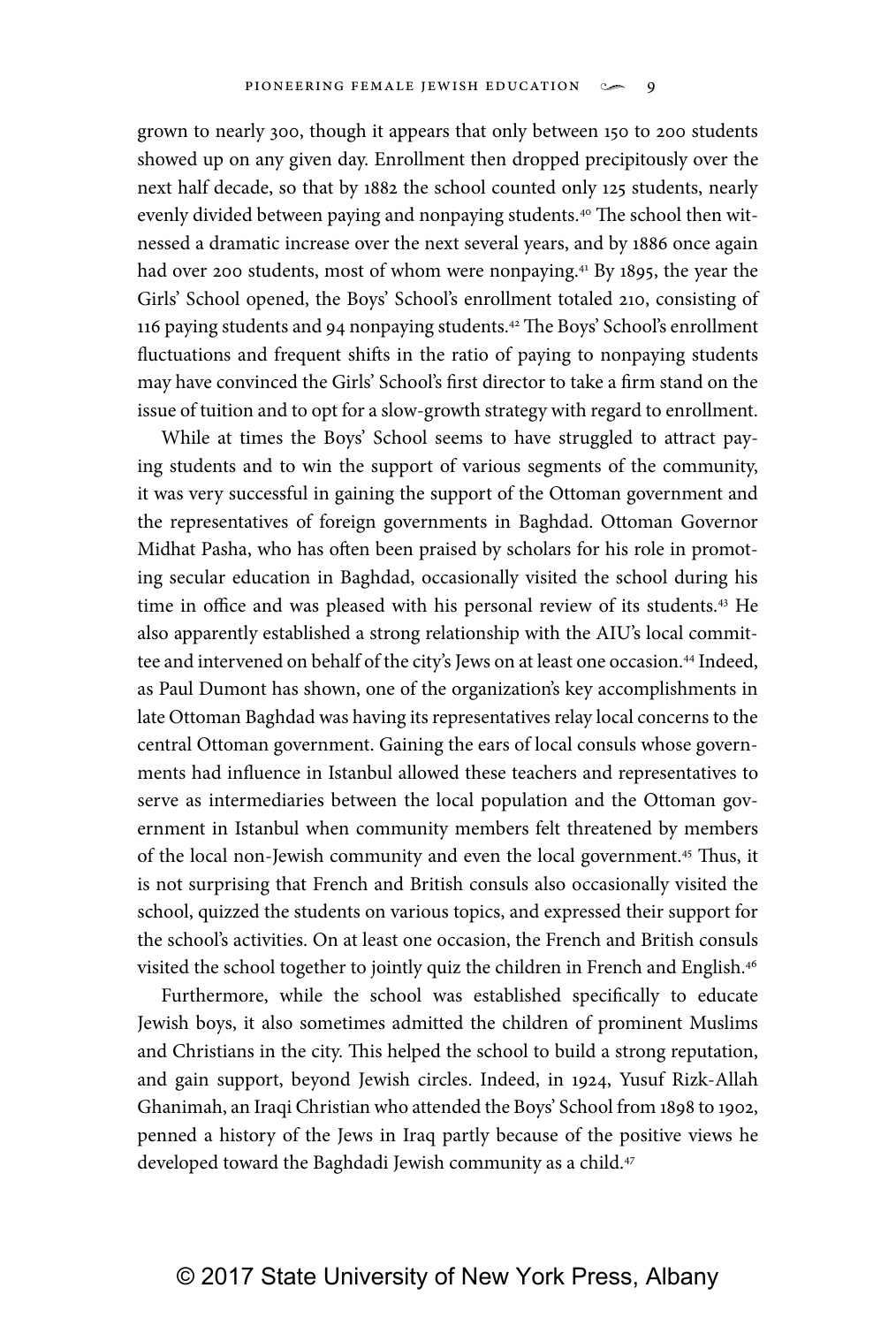grown to nearly 300, though it appears that only between 150 to 200 students showed up on any given day. Enrollment then dropped precipitously over the next half decade, so that by 1882 the school counted only 125 students, nearly evenly divided between paying and nonpaying students.[40] The school then witnessed a dramatic increase over the next several years, and by 1886 once again had over 200 students, most of whom were nonpaying.[41] By 1895, the year the Girls' School opened, the Boys' School's enrollment totaled 210, consisting of 116 paying students and 94 nonpaying students.[42] The Boys' School's enrollment fluctuations and frequent shifts in the ratio of paying to nonpaying students may have convinced the Girls' School's first director to take a firm stand on the issue of tuition and to opt for a slow-growth strategy with regard to enrollment.

While at times the Boys' School seems to have struggled to attract paying students and to win the support of various segments of the community, it was very successful in gaining the support of the Ottoman government and the representatives of foreign governments in Baghdad. Ottoman Governor Midhat Pasha, who has often been praised by scholars for his role in promoting secular education in Baghdad, occasionally visited the school during his time in office and was pleased with his personal review of its students.[43] He also apparently established a strong relationship with the AIU's local committee and intervened on behalf of the city's Jews on at least one occasion.[44] Indeed, as Paul Dumont has shown, one of the organization's key accomplishments in late Ottoman Baghdad was having its representatives relay local concerns to the central Ottoman government. Gaining the ears of local consuls whose governments had influence in Istanbul allowed these teachers and representatives to serve as intermediaries between the local population and the Ottoman government in Istanbul when community members felt threatened by members of the local non-Jewish community and even the local government.[45] Thus, it is not surprising that French and British consuls also occasionally visited the school, quizzed the students on various topics, and expressed their support for the school's activities. On at least one occasion, the French and British consuls visited the school together to jointly quiz the children in French and English.[46]

Furthermore, while the school was established specifically to educate Jewish boys, it also sometimes admitted the children of prominent Muslims and Christians in the city. This helped the school to build a strong reputation, and gain support, beyond Jewish circles. Indeed, in 1924, Yusuf Rizk-Allah Ghanimah, an Iraqi Christian who attended the Boys' School from 1898 to 1902, penned a history of the Jews in Iraq partly because of the positive views he developed toward the Baghdadi Jewish community as a child.[47]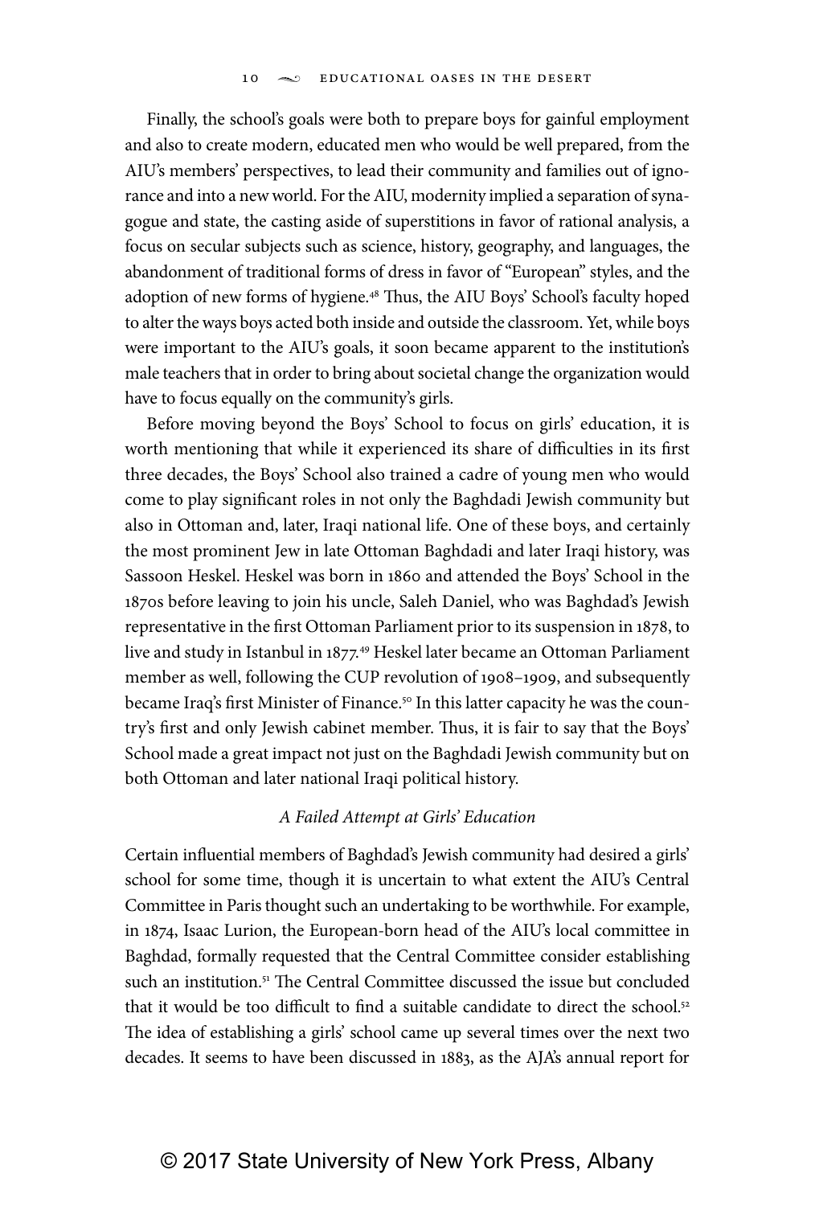Finally, the school's goals were both to prepare boys for gainful employment and also to create modern, educated men who would be well prepared, from the AIU's members' perspectives, to lead their community and families out of ignorance and into a new world. For the AIU, modernity implied a separation of synagogue and state, the casting aside of superstitions in favor of rational analysis, a focus on secular subjects such as science, history, geography, and languages, the abandonment of traditional forms of dress in favor of "European" styles, and the adoption of new forms of hygiene.[48] Thus, the AIU Boys' School's faculty hoped to alter the ways boys acted both inside and outside the classroom. Yet, while boys were important to the AIU's goals, it soon became apparent to the institution's male teachers that in order to bring about societal change the organization would have to focus equally on the community's girls.

Before moving beyond the Boys' School to focus on girls' education, it is worth mentioning that while it experienced its share of difficulties in its first three decades, the Boys' School also trained a cadre of young men who would come to play significant roles in not only the Baghdadi Jewish community but also in Ottoman and, later, Iraqi national life. One of these boys, and certainly the most prominent Jew in late Ottoman Baghdadi and later Iraqi history, was Sassoon Heskel. Heskel was born in 1860 and attended the Boys' School in the 1870s before leaving to join his uncle, Saleh Daniel, who was Baghdad's Jewish representative in the first Ottoman Parliament prior to its suspension in 1878, to live and study in Istanbul in 1877.[49] Heskel later became an Ottoman Parliament member as well, following the CUP revolution of 1908–1909, and subsequently became Iraq's first Minister of Finance.[50] In this latter capacity he was the country's first and only Jewish cabinet member. Thus, it is fair to say that the Boys' School made a great impact not just on the Baghdadi Jewish community but on both Ottoman and later national Iraqi political history.

### *A Failed Attempt at Girls' Education*

Certain influential members of Baghdad's Jewish community had desired a girls' school for some time, though it is uncertain to what extent the AIU's Central Committee in Paris thought such an undertaking to be worthwhile. For example, in 1874, Isaac Lurion, the European-born head of the AIU's local committee in Baghdad, formally requested that the Central Committee consider establishing such an institution.[51] The Central Committee discussed the issue but concluded that it would be too difficult to find a suitable candidate to direct the school.[52] The idea of establishing a girls' school came up several times over the next two decades. It seems to have been discussed in 1883, as the AJA's annual report for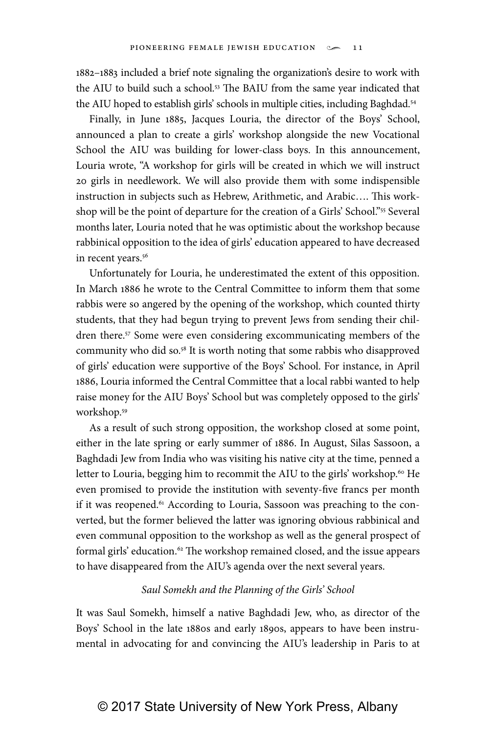1882–1883 included a brief note signaling the organization's desire to work with the AIU to build such a school.[53] The BAIU from the same year indicated that the AIU hoped to establish girls' schools in multiple cities, including Baghdad.[54]

Finally, in June 1885, Jacques Louria, the director of the Boys' School, announced a plan to create a girls' workshop alongside the new Vocational School the AIU was building for lower-class boys. In this announcement, Louria wrote, "A workshop for girls will be created in which we will instruct 20 girls in needlework. We will also provide them with some indispensible instruction in subjects such as Hebrew, Arithmetic, and Arabic…. This workshop will be the point of departure for the creation of a Girls' School."[55] Several months later, Louria noted that he was optimistic about the workshop because rabbinical opposition to the idea of girls' education appeared to have decreased in recent years.[56]

Unfortunately for Louria, he underestimated the extent of this opposition. In March 1886 he wrote to the Central Committee to inform them that some rabbis were so angered by the opening of the workshop, which counted thirty students, that they had begun trying to prevent Jews from sending their children there.[57] Some were even considering excommunicating members of the community who did so.[58] It is worth noting that some rabbis who disapproved of girls' education were supportive of the Boys' School. For instance, in April 1886, Louria informed the Central Committee that a local rabbi wanted to help raise money for the AIU Boys' School but was completely opposed to the girls' workshop.[59]

As a result of such strong opposition, the workshop closed at some point, either in the late spring or early summer of 1886. In August, Silas Sassoon, a Baghdadi Jew from India who was visiting his native city at the time, penned a letter to Louria, begging him to recommit the AIU to the girls' workshop.[60] He even promised to provide the institution with seventy-five francs per month if it was reopened.[61] According to Louria, Sassoon was preaching to the converted, but the former believed the latter was ignoring obvious rabbinical and even communal opposition to the workshop as well as the general prospect of formal girls' education.[62] The workshop remained closed, and the issue appears to have disappeared from the AIU's agenda over the next several years.

### *Saul Somekh and the Planning of the Girls' School*

It was Saul Somekh, himself a native Baghdadi Jew, who, as director of the Boys' School in the late 1880s and early 1890s, appears to have been instrumental in advocating for and convincing the AIU's leadership in Paris to at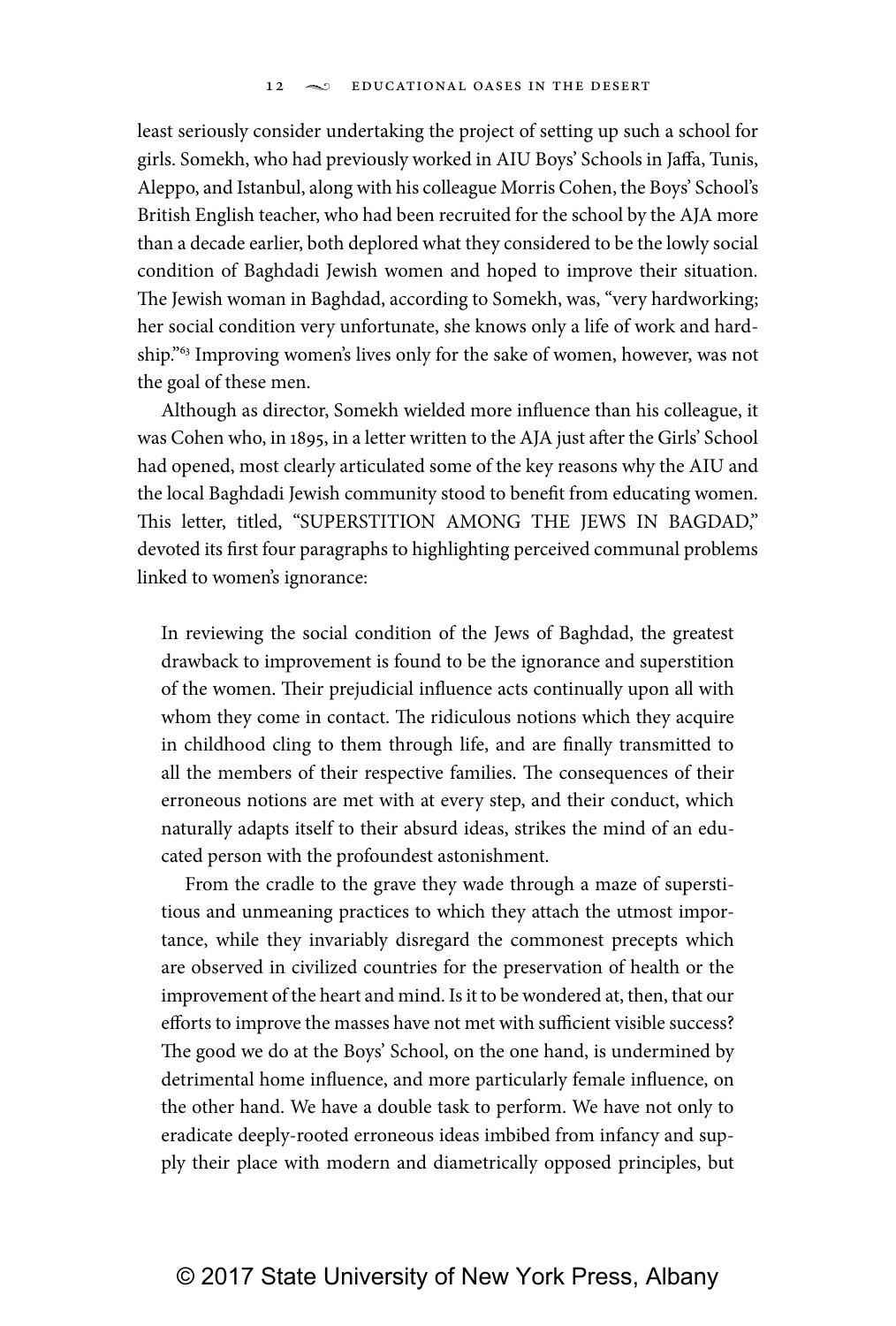least seriously consider undertaking the project of setting up such a school for girls. Somekh, who had previously worked in AIU Boys' Schools in Jaffa, Tunis, Aleppo, and Istanbul, along with his colleague Morris Cohen, the Boys' School's British English teacher, who had been recruited for the school by the AJA more than a decade earlier, both deplored what they considered to be the lowly social condition of Baghdadi Jewish women and hoped to improve their situation. The Jewish woman in Baghdad, according to Somekh, was, "very hardworking; her social condition very unfortunate, she knows only a life of work and hardship."[63] Improving women's lives only for the sake of women, however, was not the goal of these men.

Although as director, Somekh wielded more influence than his colleague, it was Cohen who, in 1895, in a letter written to the AJA just after the Girls' School had opened, most clearly articulated some of the key reasons why the AIU and the local Baghdadi Jewish community stood to benefit from educating women. This letter, titled, "SUPERSTITION AMONG THE JEWS IN BAGDAD," devoted its first four paragraphs to highlighting perceived communal problems linked to women's ignorance:

> In reviewing the social condition of the Jews of Baghdad, the greatest drawback to improvement is found to be the ignorance and superstition of the women. Their prejudicial influence acts continually upon all with whom they come in contact. The ridiculous notions which they acquire in childhood cling to them through life, and are finally transmitted to all the members of their respective families. The consequences of their erroneous notions are met with at every step, and their conduct, which naturally adapts itself to their absurd ideas, strikes the mind of an educated person with the profoundest astonishment.
>
> From the cradle to the grave they wade through a maze of superstitious and unmeaning practices to which they attach the utmost importance, while they invariably disregard the commonest precepts which are observed in civilized countries for the preservation of health or the improvement of the heart and mind. Is it to be wondered at, then, that our efforts to improve the masses have not met with sufficient visible success? The good we do at the Boys' School, on the one hand, is undermined by detrimental home influence, and more particularly female influence, on the other hand. We have a double task to perform. We have not only to eradicate deeply-rooted erroneous ideas imbibed from infancy and supply their place with modern and diametrically opposed principles, but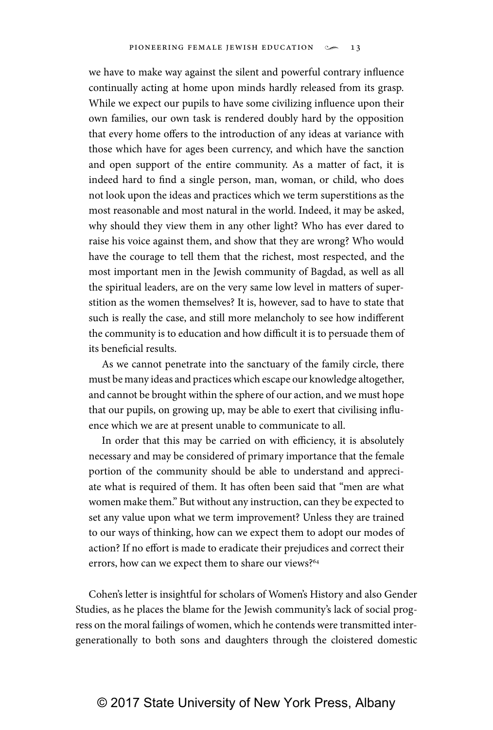> we have to make way against the silent and powerful contrary influence continually acting at home upon minds hardly released from its grasp. While we expect our pupils to have some civilizing influence upon their own families, our own task is rendered doubly hard by the opposition that every home offers to the introduction of any ideas at variance with those which have for ages been currency, and which have the sanction and open support of the entire community. As a matter of fact, it is indeed hard to find a single person, man, woman, or child, who does not look upon the ideas and practices which we term superstitions as the most reasonable and most natural in the world. Indeed, it may be asked, why should they view them in any other light? Who has ever dared to raise his voice against them, and show that they are wrong? Who would have the courage to tell them that the richest, most respected, and the most important men in the Jewish community of Bagdad, as well as all the spiritual leaders, are on the very same low level in matters of superstition as the women themselves? It is, however, sad to have to state that such is really the case, and still more melancholy to see how indifferent the community is to education and how difficult it is to persuade them of its beneficial results.
>
> As we cannot penetrate into the sanctuary of the family circle, there must be many ideas and practices which escape our knowledge altogether, and cannot be brought within the sphere of our action, and we must hope that our pupils, on growing up, may be able to exert that civilising influence which we are at present unable to communicate to all.
>
> In order that this may be carried on with efficiency, it is absolutely necessary and may be considered of primary importance that the female portion of the community should be able to understand and appreciate what is required of them. It has often been said that "men are what women make them." But without any instruction, can they be expected to set any value upon what we term improvement? Unless they are trained to our ways of thinking, how can we expect them to adopt our modes of action? If no effort is made to eradicate their prejudices and correct their errors, how can we expect them to share our views?[64]

Cohen's letter is insightful for scholars of Women's History and also Gender Studies, as he places the blame for the Jewish community's lack of social progress on the moral failings of women, which he contends were transmitted intergenerationally to both sons and daughters through the cloistered domestic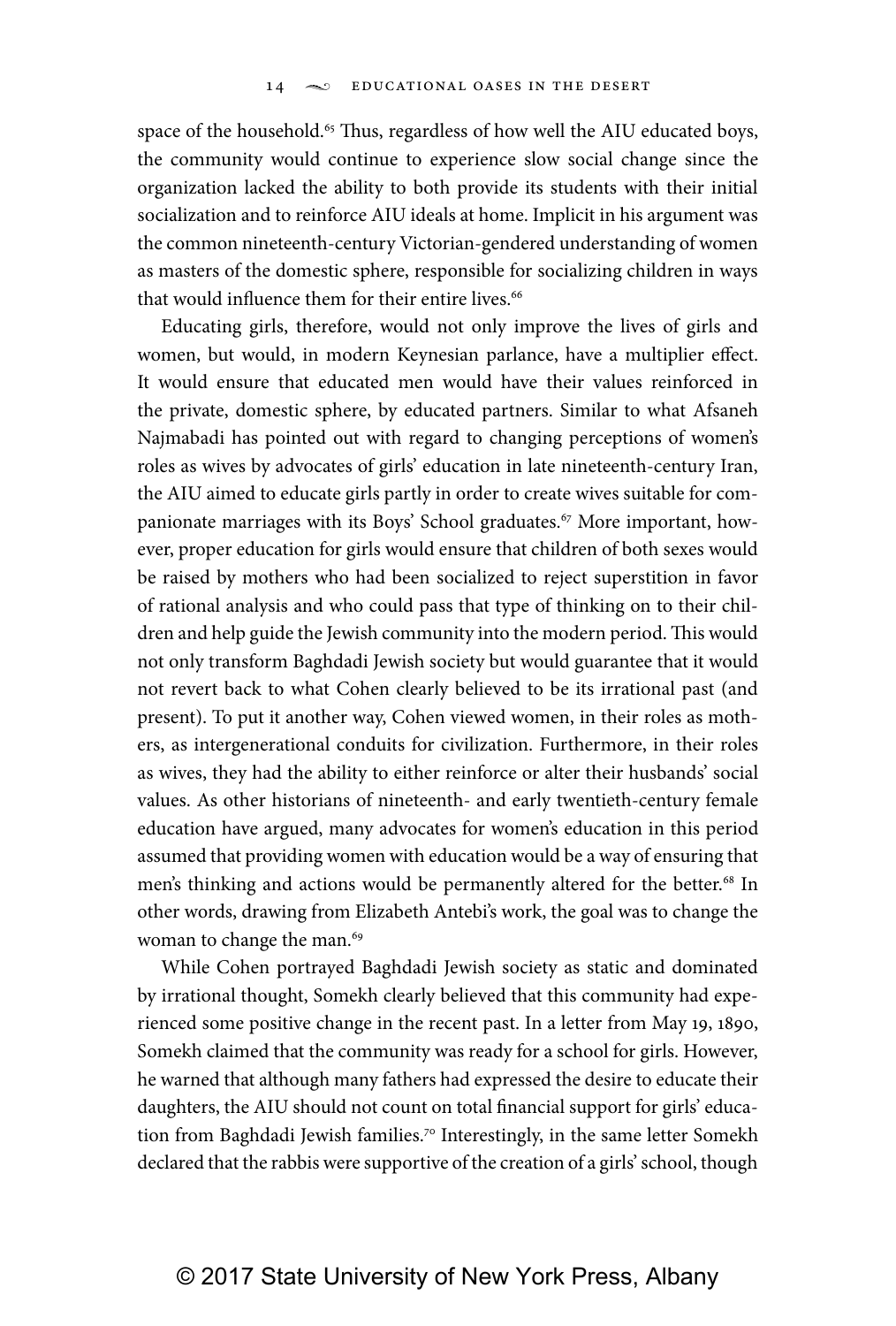space of the household.[65] Thus, regardless of how well the AIU educated boys, the community would continue to experience slow social change since the organization lacked the ability to both provide its students with their initial socialization and to reinforce AIU ideals at home. Implicit in his argument was the common nineteenth-century Victorian-gendered understanding of women as masters of the domestic sphere, responsible for socializing children in ways that would influence them for their entire lives.[66]

Educating girls, therefore, would not only improve the lives of girls and women, but would, in modern Keynesian parlance, have a multiplier effect. It would ensure that educated men would have their values reinforced in the private, domestic sphere, by educated partners. Similar to what Afsaneh Najmabadi has pointed out with regard to changing perceptions of women's roles as wives by advocates of girls' education in late nineteenth-century Iran, the AIU aimed to educate girls partly in order to create wives suitable for companionate marriages with its Boys' School graduates.[67] More important, however, proper education for girls would ensure that children of both sexes would be raised by mothers who had been socialized to reject superstition in favor of rational analysis and who could pass that type of thinking on to their children and help guide the Jewish community into the modern period. This would not only transform Baghdadi Jewish society but would guarantee that it would not revert back to what Cohen clearly believed to be its irrational past (and present). To put it another way, Cohen viewed women, in their roles as mothers, as intergenerational conduits for civilization. Furthermore, in their roles as wives, they had the ability to either reinforce or alter their husbands' social values. As other historians of nineteenth- and early twentieth-century female education have argued, many advocates for women's education in this period assumed that providing women with education would be a way of ensuring that men's thinking and actions would be permanently altered for the better.[68] In other words, drawing from Elizabeth Antebi's work, the goal was to change the woman to change the man.[69]

While Cohen portrayed Baghdadi Jewish society as static and dominated by irrational thought, Somekh clearly believed that this community had experienced some positive change in the recent past. In a letter from May 19, 1890, Somekh claimed that the community was ready for a school for girls. However, he warned that although many fathers had expressed the desire to educate their daughters, the AIU should not count on total financial support for girls' education from Baghdadi Jewish families.[70] Interestingly, in the same letter Somekh declared that the rabbis were supportive of the creation of a girls' school, though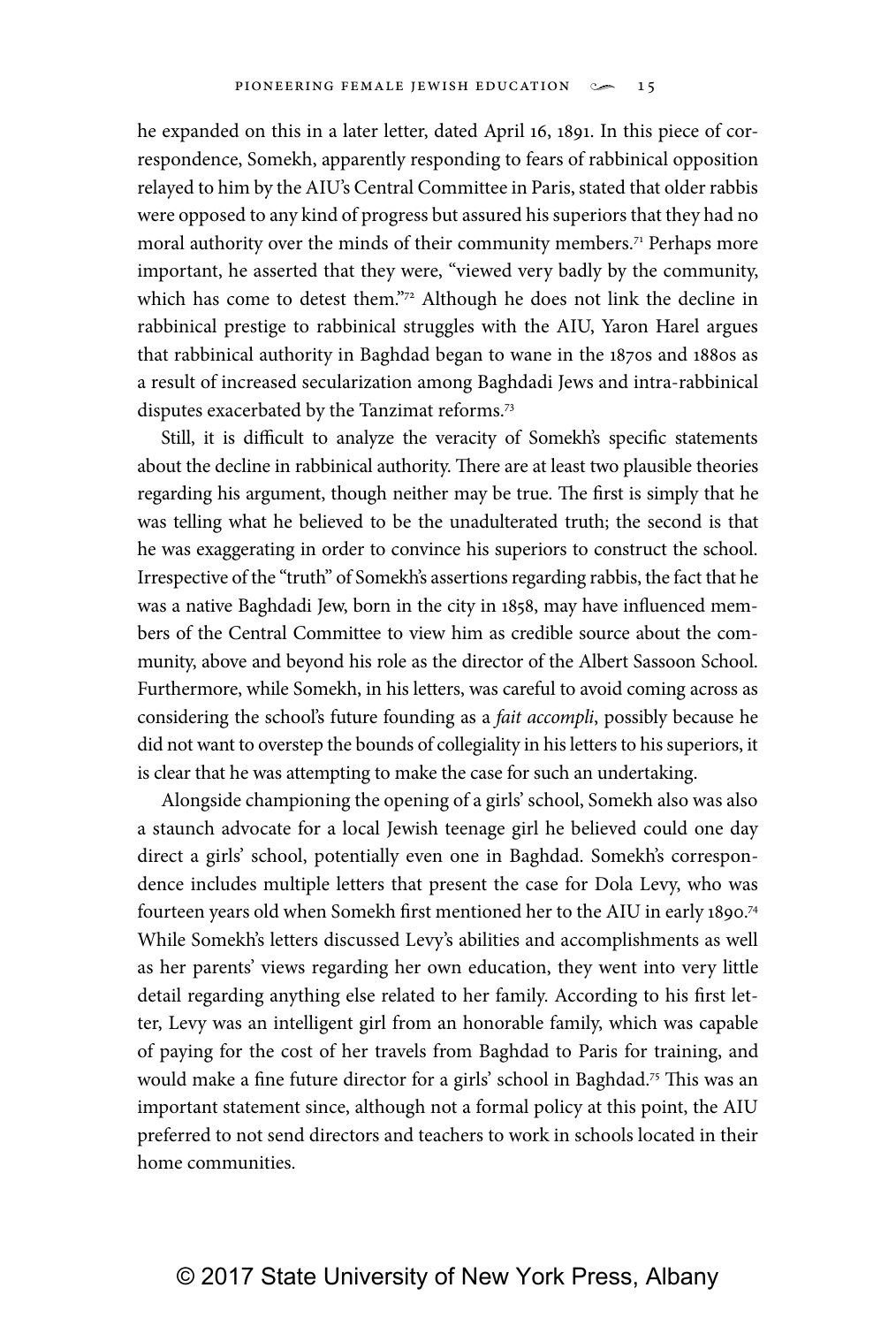he expanded on this in a later letter, dated April 16, 1891. In this piece of correspondence, Somekh, apparently responding to fears of rabbinical opposition relayed to him by the AIU's Central Committee in Paris, stated that older rabbis were opposed to any kind of progress but assured his superiors that they had no moral authority over the minds of their community members.[71] Perhaps more important, he asserted that they were, "viewed very badly by the community, which has come to detest them."[72] Although he does not link the decline in rabbinical prestige to rabbinical struggles with the AIU, Yaron Harel argues that rabbinical authority in Baghdad began to wane in the 1870s and 1880s as a result of increased secularization among Baghdadi Jews and intra-rabbinical disputes exacerbated by the Tanzimat reforms.[73]

Still, it is difficult to analyze the veracity of Somekh's specific statements about the decline in rabbinical authority. There are at least two plausible theories regarding his argument, though neither may be true. The first is simply that he was telling what he believed to be the unadulterated truth; the second is that he was exaggerating in order to convince his superiors to construct the school. Irrespective of the "truth" of Somekh's assertions regarding rabbis, the fact that he was a native Baghdadi Jew, born in the city in 1858, may have influenced members of the Central Committee to view him as credible source about the community, above and beyond his role as the director of the Albert Sassoon School. Furthermore, while Somekh, in his letters, was careful to avoid coming across as considering the school's future founding as a *fait accompli*, possibly because he did not want to overstep the bounds of collegiality in his letters to his superiors, it is clear that he was attempting to make the case for such an undertaking.

Alongside championing the opening of a girls' school, Somekh also was also a staunch advocate for a local Jewish teenage girl he believed could one day direct a girls' school, potentially even one in Baghdad. Somekh's correspondence includes multiple letters that present the case for Dola Levy, who was fourteen years old when Somekh first mentioned her to the AIU in early 1890.[74] While Somekh's letters discussed Levy's abilities and accomplishments as well as her parents' views regarding her own education, they went into very little detail regarding anything else related to her family. According to his first letter, Levy was an intelligent girl from an honorable family, which was capable of paying for the cost of her travels from Baghdad to Paris for training, and would make a fine future director for a girls' school in Baghdad.[75] This was an important statement since, although not a formal policy at this point, the AIU preferred to not send directors and teachers to work in schools located in their home communities.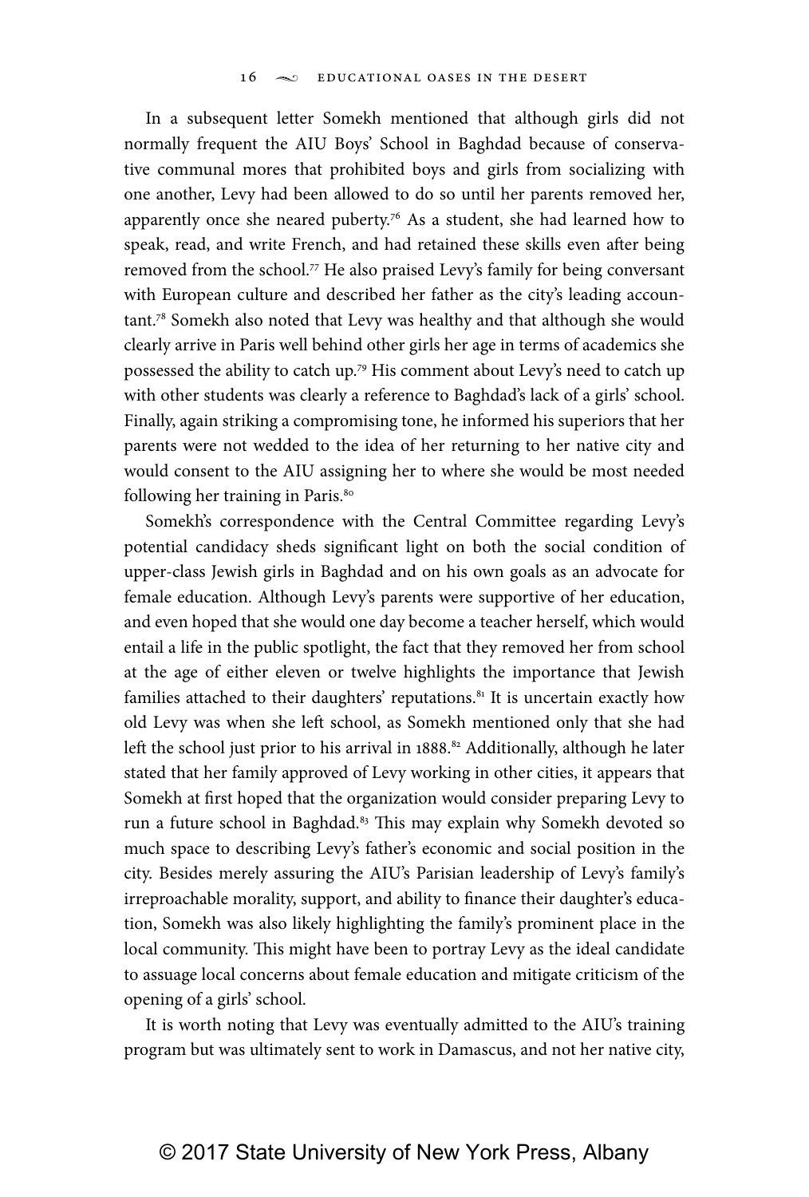In a subsequent letter Somekh mentioned that although girls did not normally frequent the AIU Boys' School in Baghdad because of conservative communal mores that prohibited boys and girls from socializing with one another, Levy had been allowed to do so until her parents removed her, apparently once she neared puberty.[76] As a student, she had learned how to speak, read, and write French, and had retained these skills even after being removed from the school.[77] He also praised Levy's family for being conversant with European culture and described her father as the city's leading accountant.[78] Somekh also noted that Levy was healthy and that although she would clearly arrive in Paris well behind other girls her age in terms of academics she possessed the ability to catch up.[79] His comment about Levy's need to catch up with other students was clearly a reference to Baghdad's lack of a girls' school. Finally, again striking a compromising tone, he informed his superiors that her parents were not wedded to the idea of her returning to her native city and would consent to the AIU assigning her to where she would be most needed following her training in Paris.[80]

Somekh's correspondence with the Central Committee regarding Levy's potential candidacy sheds significant light on both the social condition of upper-class Jewish girls in Baghdad and on his own goals as an advocate for female education. Although Levy's parents were supportive of her education, and even hoped that she would one day become a teacher herself, which would entail a life in the public spotlight, the fact that they removed her from school at the age of either eleven or twelve highlights the importance that Jewish families attached to their daughters' reputations.[81] It is uncertain exactly how old Levy was when she left school, as Somekh mentioned only that she had left the school just prior to his arrival in 1888.[82] Additionally, although he later stated that her family approved of Levy working in other cities, it appears that Somekh at first hoped that the organization would consider preparing Levy to run a future school in Baghdad.[83] This may explain why Somekh devoted so much space to describing Levy's father's economic and social position in the city. Besides merely assuring the AIU's Parisian leadership of Levy's family's irreproachable morality, support, and ability to finance their daughter's education, Somekh was also likely highlighting the family's prominent place in the local community. This might have been to portray Levy as the ideal candidate to assuage local concerns about female education and mitigate criticism of the opening of a girls' school.

It is worth noting that Levy was eventually admitted to the AIU's training program but was ultimately sent to work in Damascus, and not her native city,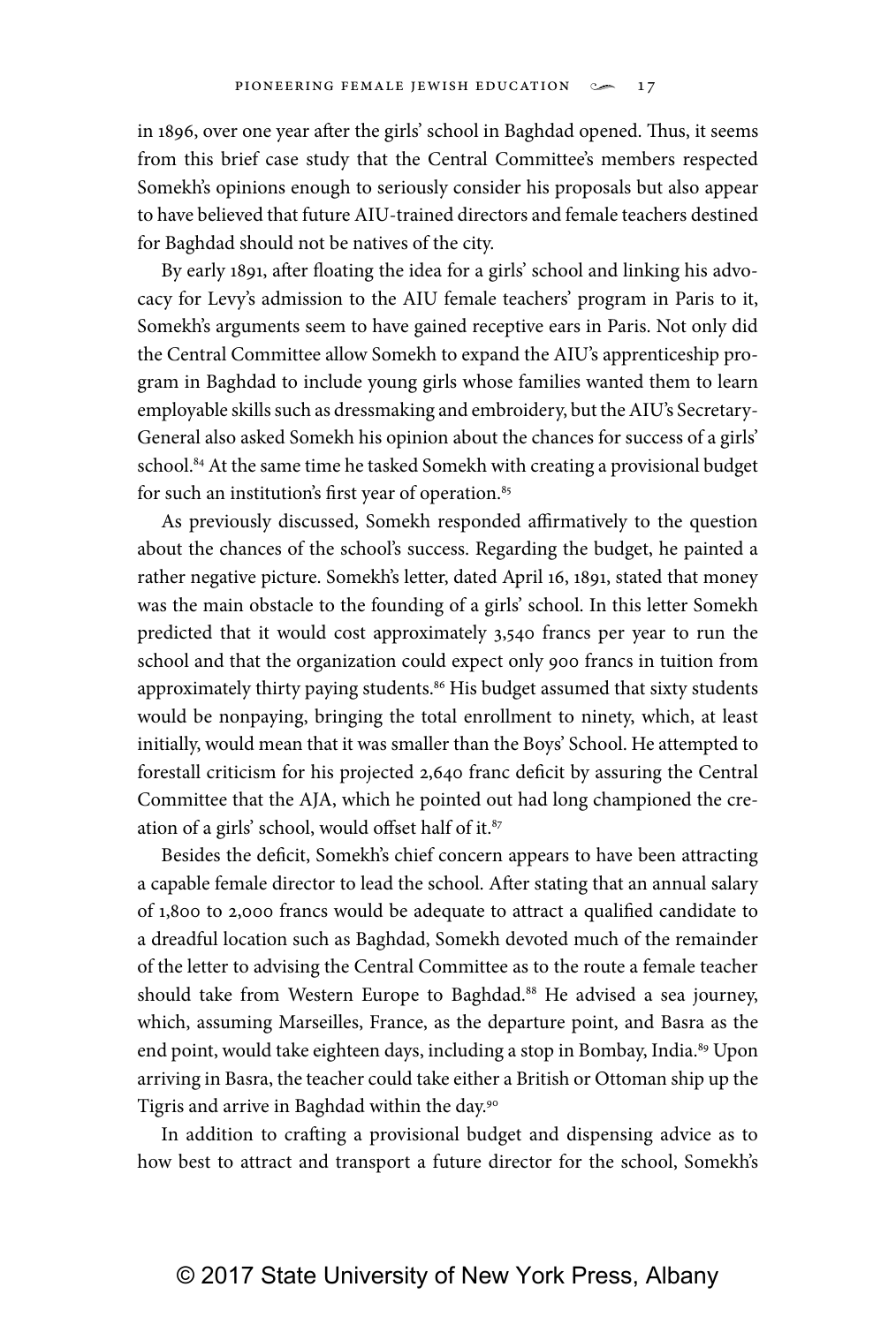in 1896, over one year after the girls' school in Baghdad opened. Thus, it seems from this brief case study that the Central Committee's members respected Somekh's opinions enough to seriously consider his proposals but also appear to have believed that future AIU-trained directors and female teachers destined for Baghdad should not be natives of the city.

By early 1891, after floating the idea for a girls' school and linking his advocacy for Levy's admission to the AIU female teachers' program in Paris to it, Somekh's arguments seem to have gained receptive ears in Paris. Not only did the Central Committee allow Somekh to expand the AIU's apprenticeship program in Baghdad to include young girls whose families wanted them to learn employable skills such as dressmaking and embroidery, but the AIU's Secretary-General also asked Somekh his opinion about the chances for success of a girls' school.[84] At the same time he tasked Somekh with creating a provisional budget for such an institution's first year of operation.[85]

As previously discussed, Somekh responded affirmatively to the question about the chances of the school's success. Regarding the budget, he painted a rather negative picture. Somekh's letter, dated April 16, 1891, stated that money was the main obstacle to the founding of a girls' school. In this letter Somekh predicted that it would cost approximately 3,540 francs per year to run the school and that the organization could expect only 900 francs in tuition from approximately thirty paying students.[86] His budget assumed that sixty students would be nonpaying, bringing the total enrollment to ninety, which, at least initially, would mean that it was smaller than the Boys' School. He attempted to forestall criticism for his projected 2,640 franc deficit by assuring the Central Committee that the AJA, which he pointed out had long championed the creation of a girls' school, would offset half of it.[87]

Besides the deficit, Somekh's chief concern appears to have been attracting a capable female director to lead the school. After stating that an annual salary of 1,800 to 2,000 francs would be adequate to attract a qualified candidate to a dreadful location such as Baghdad, Somekh devoted much of the remainder of the letter to advising the Central Committee as to the route a female teacher should take from Western Europe to Baghdad.[88] He advised a sea journey, which, assuming Marseilles, France, as the departure point, and Basra as the end point, would take eighteen days, including a stop in Bombay, India.[89] Upon arriving in Basra, the teacher could take either a British or Ottoman ship up the Tigris and arrive in Baghdad within the day.[90]

In addition to crafting a provisional budget and dispensing advice as to how best to attract and transport a future director for the school, Somekh's

© 2017 State University of New York Press, Albany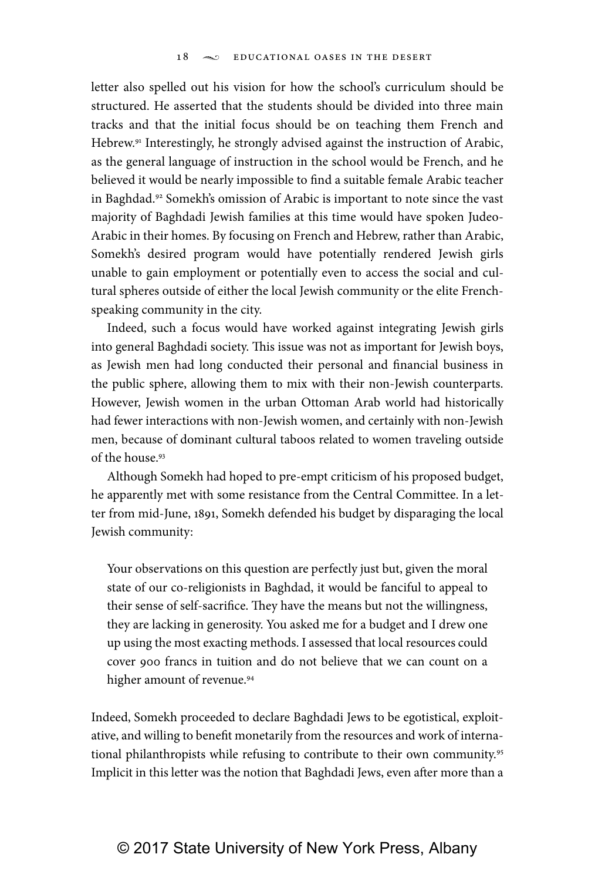letter also spelled out his vision for how the school's curriculum should be structured. He asserted that the students should be divided into three main tracks and that the initial focus should be on teaching them French and Hebrew.[91] Interestingly, he strongly advised against the instruction of Arabic, as the general language of instruction in the school would be French, and he believed it would be nearly impossible to find a suitable female Arabic teacher in Baghdad.[92] Somekh's omission of Arabic is important to note since the vast majority of Baghdadi Jewish families at this time would have spoken Judeo-Arabic in their homes. By focusing on French and Hebrew, rather than Arabic, Somekh's desired program would have potentially rendered Jewish girls unable to gain employment or potentially even to access the social and cultural spheres outside of either the local Jewish community or the elite French-speaking community in the city.

Indeed, such a focus would have worked against integrating Jewish girls into general Baghdadi society. This issue was not as important for Jewish boys, as Jewish men had long conducted their personal and financial business in the public sphere, allowing them to mix with their non-Jewish counterparts. However, Jewish women in the urban Ottoman Arab world had historically had fewer interactions with non-Jewish women, and certainly with non-Jewish men, because of dominant cultural taboos related to women traveling outside of the house.[93]

Although Somekh had hoped to pre-empt criticism of his proposed budget, he apparently met with some resistance from the Central Committee. In a letter from mid-June, 1891, Somekh defended his budget by disparaging the local Jewish community:

> Your observations on this question are perfectly just but, given the moral state of our co-religionists in Baghdad, it would be fanciful to appeal to their sense of self-sacrifice. They have the means but not the willingness, they are lacking in generosity. You asked me for a budget and I drew one up using the most exacting methods. I assessed that local resources could cover 900 francs in tuition and do not believe that we can count on a higher amount of revenue.[94]

Indeed, Somekh proceeded to declare Baghdadi Jews to be egotistical, exploitative, and willing to benefit monetarily from the resources and work of international philanthropists while refusing to contribute to their own community.[95] Implicit in this letter was the notion that Baghdadi Jews, even after more than a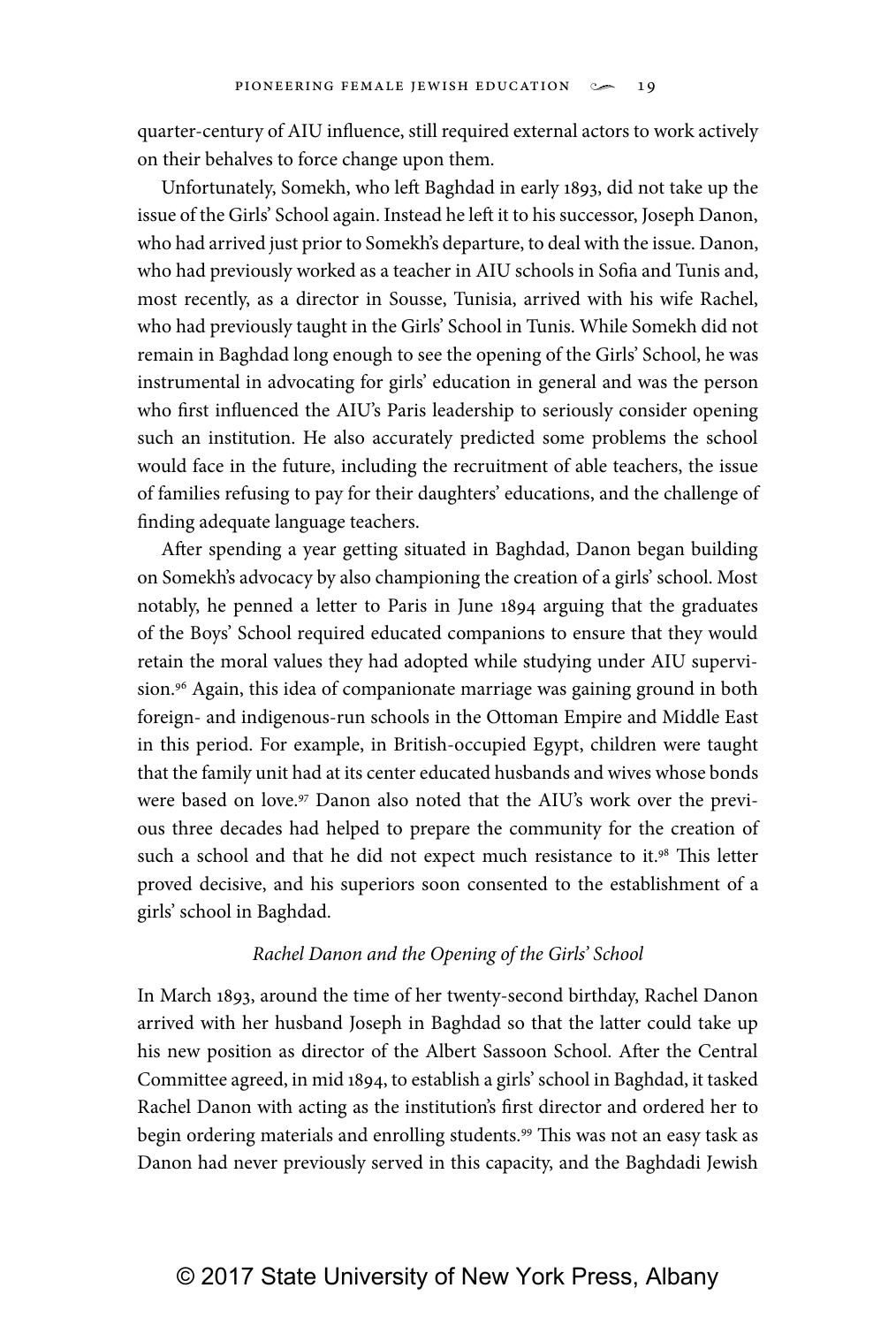quarter-century of AIU influence, still required external actors to work actively on their behalves to force change upon them.

Unfortunately, Somekh, who left Baghdad in early 1893, did not take up the issue of the Girls' School again. Instead he left it to his successor, Joseph Danon, who had arrived just prior to Somekh's departure, to deal with the issue. Danon, who had previously worked as a teacher in AIU schools in Sofia and Tunis and, most recently, as a director in Sousse, Tunisia, arrived with his wife Rachel, who had previously taught in the Girls' School in Tunis. While Somekh did not remain in Baghdad long enough to see the opening of the Girls' School, he was instrumental in advocating for girls' education in general and was the person who first influenced the AIU's Paris leadership to seriously consider opening such an institution. He also accurately predicted some problems the school would face in the future, including the recruitment of able teachers, the issue of families refusing to pay for their daughters' educations, and the challenge of finding adequate language teachers.

After spending a year getting situated in Baghdad, Danon began building on Somekh's advocacy by also championing the creation of a girls' school. Most notably, he penned a letter to Paris in June 1894 arguing that the graduates of the Boys' School required educated companions to ensure that they would retain the moral values they had adopted while studying under AIU supervision.[96] Again, this idea of companionate marriage was gaining ground in both foreign- and indigenous-run schools in the Ottoman Empire and Middle East in this period. For example, in British-occupied Egypt, children were taught that the family unit had at its center educated husbands and wives whose bonds were based on love.[97] Danon also noted that the AIU's work over the previous three decades had helped to prepare the community for the creation of such a school and that he did not expect much resistance to it.[98] This letter proved decisive, and his superiors soon consented to the establishment of a girls' school in Baghdad.

### *Rachel Danon and the Opening of the Girls' School*

In March 1893, around the time of her twenty-second birthday, Rachel Danon arrived with her husband Joseph in Baghdad so that the latter could take up his new position as director of the Albert Sassoon School. After the Central Committee agreed, in mid 1894, to establish a girls' school in Baghdad, it tasked Rachel Danon with acting as the institution's first director and ordered her to begin ordering materials and enrolling students.[99] This was not an easy task as Danon had never previously served in this capacity, and the Baghdadi Jewish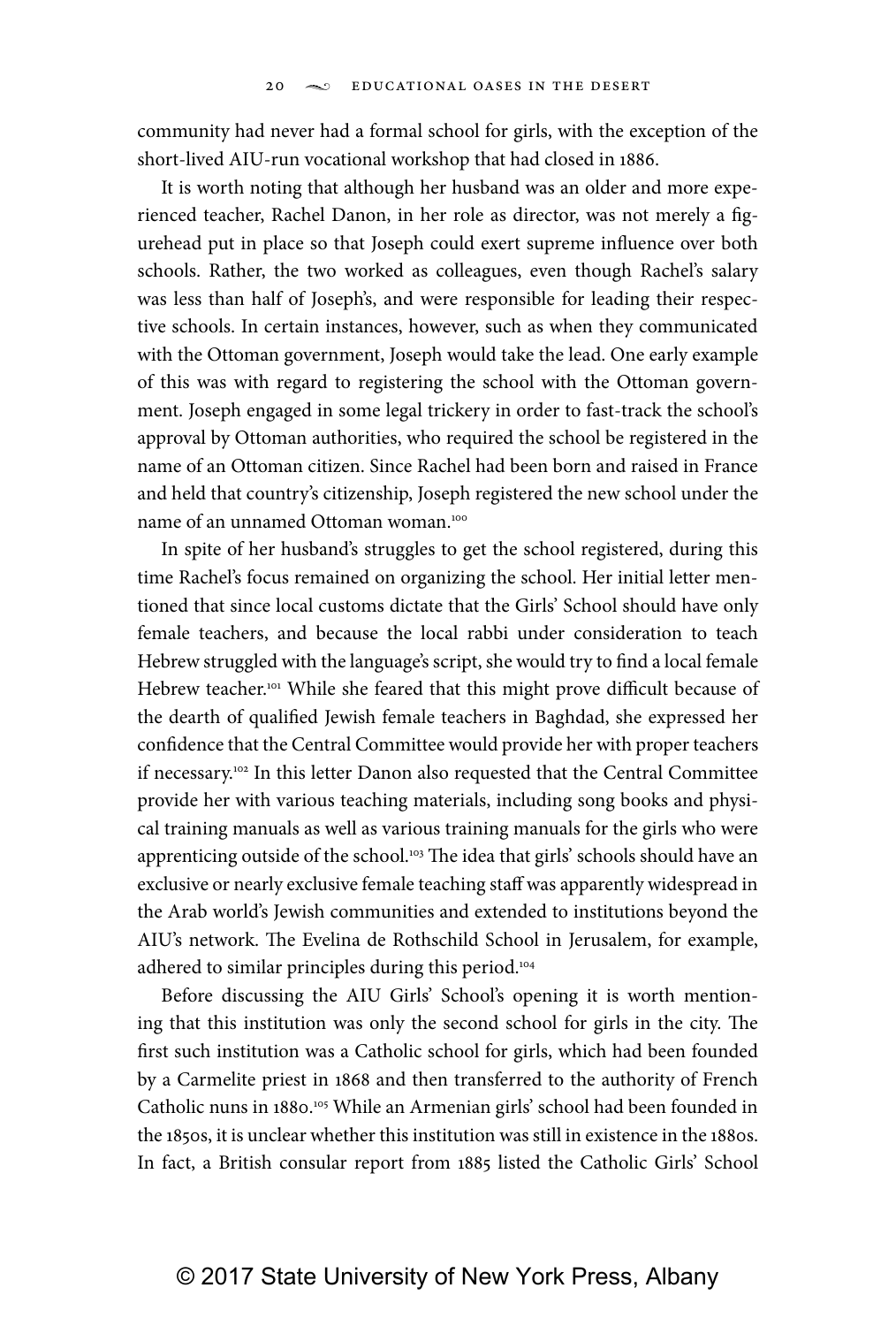community had never had a formal school for girls, with the exception of the short-lived AIU-run vocational workshop that had closed in 1886.

It is worth noting that although her husband was an older and more experienced teacher, Rachel Danon, in her role as director, was not merely a figurehead put in place so that Joseph could exert supreme influence over both schools. Rather, the two worked as colleagues, even though Rachel's salary was less than half of Joseph's, and were responsible for leading their respective schools. In certain instances, however, such as when they communicated with the Ottoman government, Joseph would take the lead. One early example of this was with regard to registering the school with the Ottoman government. Joseph engaged in some legal trickery in order to fast-track the school's approval by Ottoman authorities, who required the school be registered in the name of an Ottoman citizen. Since Rachel had been born and raised in France and held that country's citizenship, Joseph registered the new school under the name of an unnamed Ottoman woman.[100]

In spite of her husband's struggles to get the school registered, during this time Rachel's focus remained on organizing the school. Her initial letter mentioned that since local customs dictate that the Girls' School should have only female teachers, and because the local rabbi under consideration to teach Hebrew struggled with the language's script, she would try to find a local female Hebrew teacher.[101] While she feared that this might prove difficult because of the dearth of qualified Jewish female teachers in Baghdad, she expressed her confidence that the Central Committee would provide her with proper teachers if necessary.[102] In this letter Danon also requested that the Central Committee provide her with various teaching materials, including song books and physical training manuals as well as various training manuals for the girls who were apprenticing outside of the school.[103] The idea that girls' schools should have an exclusive or nearly exclusive female teaching staff was apparently widespread in the Arab world's Jewish communities and extended to institutions beyond the AIU's network. The Evelina de Rothschild School in Jerusalem, for example, adhered to similar principles during this period.[104]

Before discussing the AIU Girls' School's opening it is worth mentioning that this institution was only the second school for girls in the city. The first such institution was a Catholic school for girls, which had been founded by a Carmelite priest in 1868 and then transferred to the authority of French Catholic nuns in 1880.[105] While an Armenian girls' school had been founded in the 1850s, it is unclear whether this institution was still in existence in the 1880s. In fact, a British consular report from 1885 listed the Catholic Girls' School

© 2017 State University of New York Press, Albany